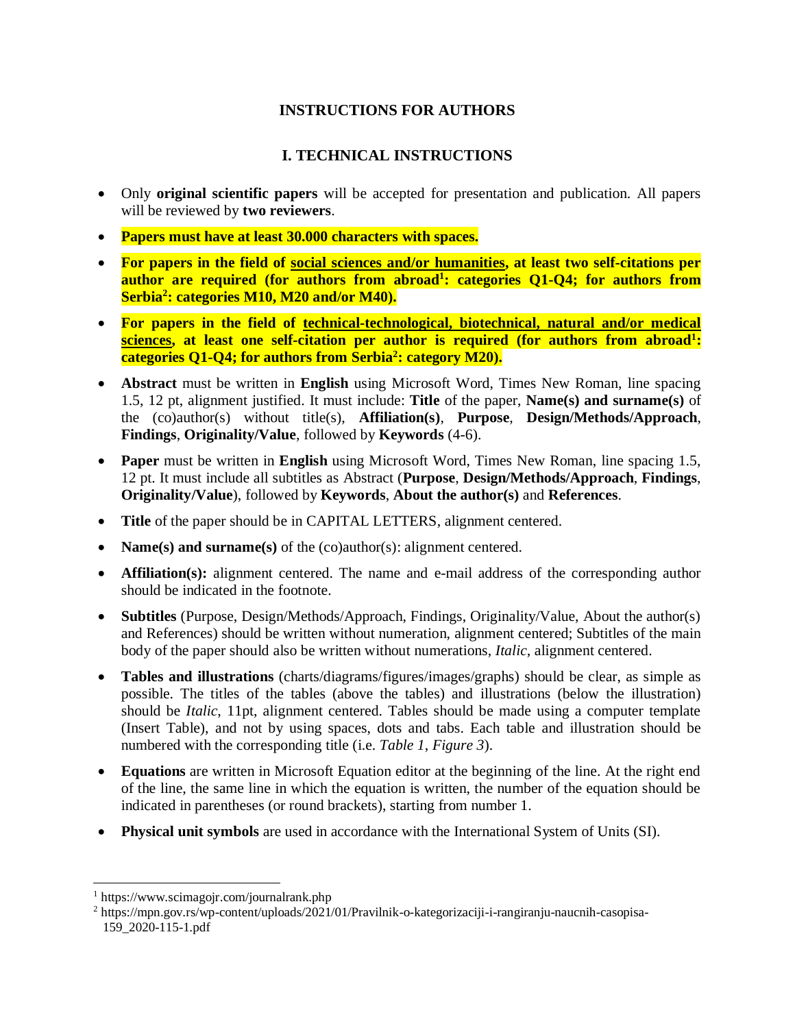# INSTRUCTIONS FOR AUTHORS

## I. TECHNICAL INSTRUCTIONS

- Only **original scientific papers** will be accepted for presentation and publication. All papers will be reviewed by **two reviewers**.
- **Papers must have at least 30.000 characters with spaces.**
- **For papers in the field of social sciences and/or humanities, at least two self-citations per author are required (for authors from abroad[1]: categories Q1-Q4; for authors from Serbia[2]: categories M10, M20 and/or M40).**
- **For papers in the field of technical-technological, biotechnical, natural and/or medical sciences, at least one self-citation per author is required (for authors from abroad[1]: categories Q1-Q4; for authors from Serbia[2]: category M20).**
- **Abstract** must be written in **English** using Microsoft Word, Times New Roman, line spacing 1.5, 12 pt, alignment justified. It must include: **Title** of the paper, **Name(s) and surname(s)** of the (co)author(s) without title(s), **Affiliation(s)**, **Purpose**, **Design/Methods/Approach**, **Findings**, **Originality/Value**, followed by **Keywords** (4-6).
- **Paper** must be written in **English** using Microsoft Word, Times New Roman, line spacing 1.5, 12 pt. It must include all subtitles as Abstract (**Purpose**, **Design/Methods/Approach**, **Findings**, **Originality/Value**), followed by **Keywords**, **About the author(s)** and **References**.
- **Title** of the paper should be in CAPITAL LETTERS, alignment centered.
- **Name(s) and surname(s)** of the (co)author(s): alignment centered.
- **Affiliation(s):** alignment centered. The name and e-mail address of the corresponding author should be indicated in the footnote.
- **Subtitles** (Purpose, Design/Methods/Approach, Findings, Originality/Value, About the author(s) and References) should be written without numeration, alignment centered; Subtitles of the main body of the paper should also be written without numerations, *Italic*, alignment centered.
- **Tables and illustrations** (charts/diagrams/figures/images/graphs) should be clear, as simple as possible. The titles of the tables (above the tables) and illustrations (below the illustration) should be *Italic*, 11pt, alignment centered. Tables should be made using a computer template (Insert Table), and not by using spaces, dots and tabs. Each table and illustration should be numbered with the corresponding title (i.e. *Table 1*, *Figure 3*).
- **Equations** are written in Microsoft Equation editor at the beginning of the line. At the right end of the line, the same line in which the equation is written, the number of the equation should be indicated in parentheses (or round brackets), starting from number 1.
- **Physical unit symbols** are used in accordance with the International System of Units (SI).

---

[1] https://www.scimagojr.com/journalrank.php

[2] https://mpn.gov.rs/wp-content/uploads/2021/01/Pravilnik-o-kategorizaciji-i-rangiranju-naucnih-casopisa-159_2020-115-1.pdf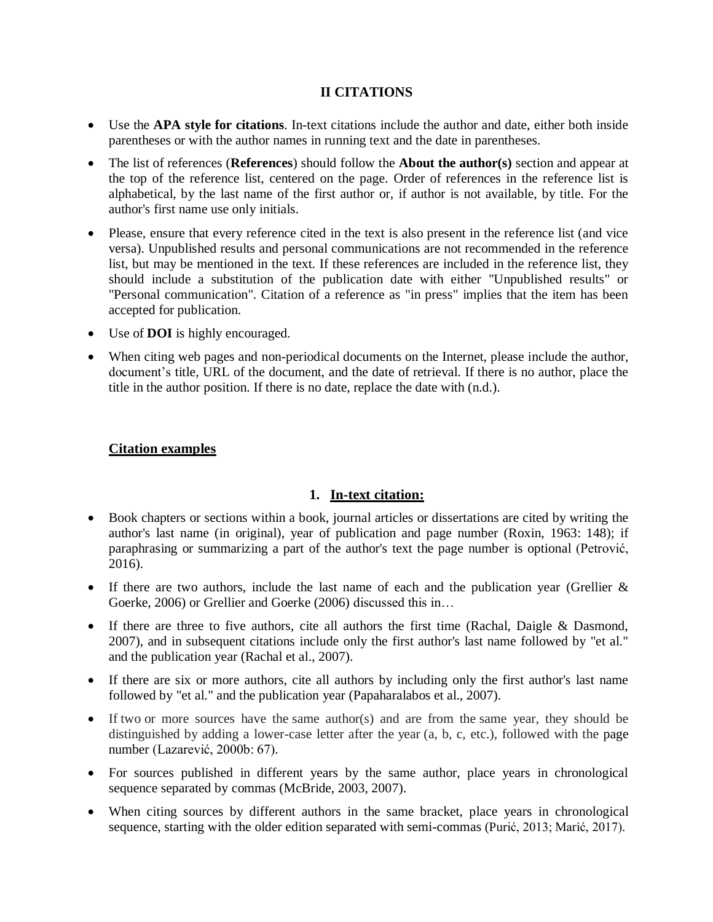## II CITATIONS

- Use the **APA style for citations**. In-text citations include the author and date, either both inside parentheses or with the author names in running text and the date in parentheses.
- The list of references (**References**) should follow the **About the author(s)** section and appear at the top of the reference list, centered on the page. Order of references in the reference list is alphabetical, by the last name of the first author or, if author is not available, by title. For the author's first name use only initials.
- Please, ensure that every reference cited in the text is also present in the reference list (and vice versa). Unpublished results and personal communications are not recommended in the reference list, but may be mentioned in the text. If these references are included in the reference list, they should include a substitution of the publication date with either "Unpublished results" or "Personal communication". Citation of a reference as "in press" implies that the item has been accepted for publication.
- Use of **DOI** is highly encouraged.
- When citing web pages and non-periodical documents on the Internet, please include the author, document's title, URL of the document, and the date of retrieval. If there is no author, place the title in the author position. If there is no date, replace the date with (n.d.).

**Citation examples**

### 1. In-text citation:

- Book chapters or sections within a book, journal articles or dissertations are cited by writing the author's last name (in original), year of publication and page number (Roxin, 1963: 148); if paraphrasing or summarizing a part of the author's text the page number is optional (Petrović, 2016).
- If there are two authors, include the last name of each and the publication year (Grellier & Goerke, 2006) or Grellier and Goerke (2006) discussed this in…
- If there are three to five authors, cite all authors the first time (Rachal, Daigle & Dasmond, 2007), and in subsequent citations include only the first author's last name followed by "et al." and the publication year (Rachal et al., 2007).
- If there are six or more authors, cite all authors by including only the first author's last name followed by "et al." and the publication year (Papaharalabos et al., 2007).
- If two or more sources have the same author(s) and are from the same year, they should be distinguished by adding a lower-case letter after the year (a, b, c, etc.), followed with the page number (Lazarević, 2000b: 67).
- For sources published in different years by the same author, place years in chronological sequence separated by commas (McBride, 2003, 2007).
- When citing sources by different authors in the same bracket, place years in chronological sequence, starting with the older edition separated with semi-commas (Purić, 2013; Marić, 2017).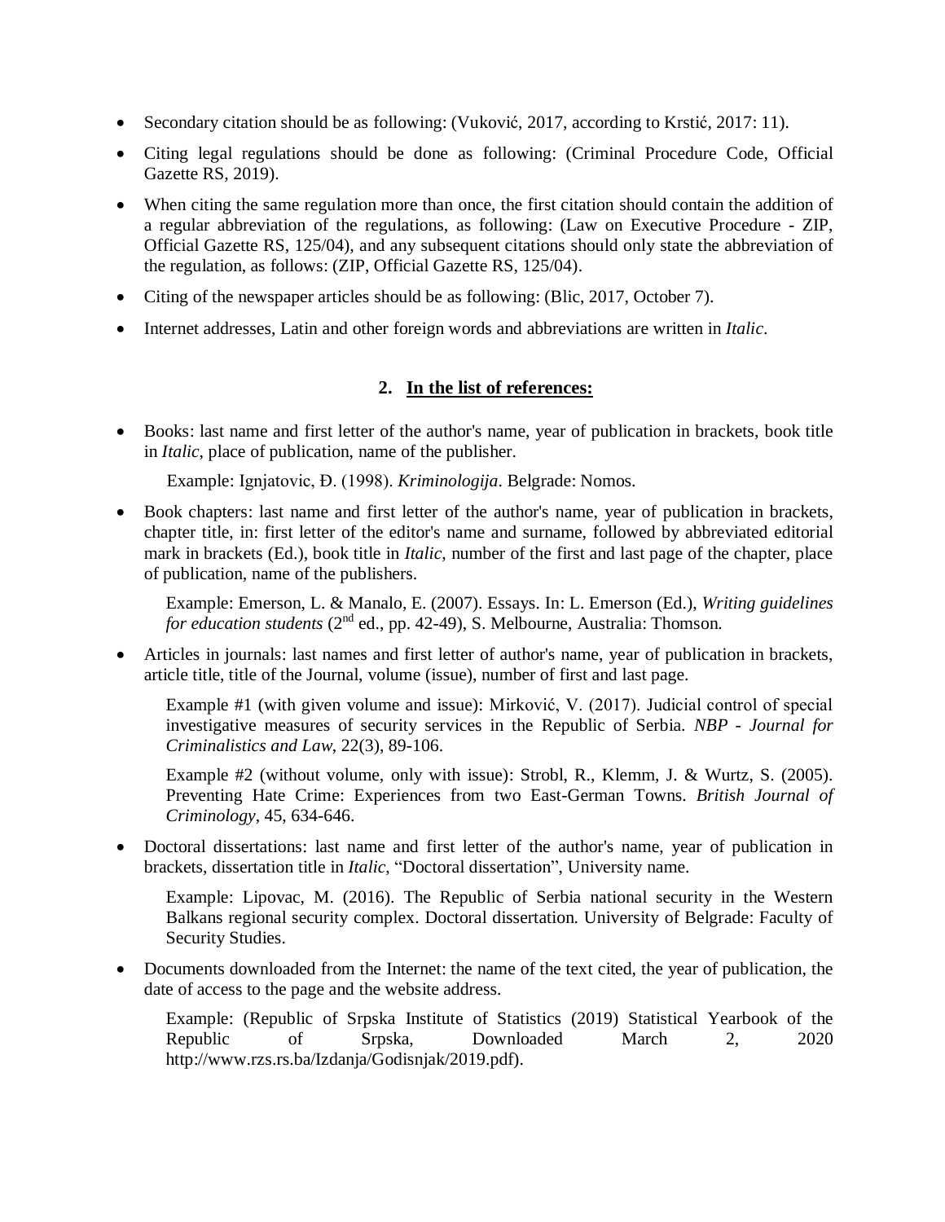- Secondary citation should be as following: (Vuković, 2017, according to Krstić, 2017: 11).
- Citing legal regulations should be done as following: (Criminal Procedure Code, Official Gazette RS, 2019).
- When citing the same regulation more than once, the first citation should contain the addition of a regular abbreviation of the regulations, as following: (Law on Executive Procedure - ZIP, Official Gazette RS, 125/04), and any subsequent citations should only state the abbreviation of the regulation, as follows: (ZIP, Official Gazette RS, 125/04).
- Citing of the newspaper articles should be as following: (Blic, 2017, October 7).
- Internet addresses, Latin and other foreign words and abbreviations are written in *Italic*.

## 2. <u>In the list of references:</u>

- Books: last name and first letter of the author's name, year of publication in brackets, book title in *Italic*, place of publication, name of the publisher.

  Example: Ignjatovic, Đ. (1998). *Kriminologija*. Belgrade: Nomos.

- Book chapters: last name and first letter of the author's name, year of publication in brackets, chapter title, in: first letter of the editor's name and surname, followed by abbreviated editorial mark in brackets (Ed.), book title in *Italic*, number of the first and last page of the chapter, place of publication, name of the publishers.

  Example: Emerson, L. & Manalo, E. (2007). Essays. In: L. Emerson (Ed.), *Writing guidelines for education students* (2nd ed., pp. 42-49), S. Melbourne, Australia: Thomson.

- Articles in journals: last names and first letter of author's name, year of publication in brackets, article title, title of the Journal, volume (issue), number of first and last page.

  Example #1 (with given volume and issue): Mirković, V. (2017). Judicial control of special investigative measures of security services in the Republic of Serbia. *NBP - Journal for Criminalistics and Law*, 22(3), 89-106.

  Example #2 (without volume, only with issue): Strobl, R., Klemm, J. & Wurtz, S. (2005). Preventing Hate Crime: Experiences from two East-German Towns. *British Journal of Criminology*, 45, 634-646.

- Doctoral dissertations: last name and first letter of the author's name, year of publication in brackets, dissertation title in *Italic*, "Doctoral dissertation", University name.

  Example: Lipovac, M. (2016). The Republic of Serbia national security in the Western Balkans regional security complex. Doctoral dissertation. University of Belgrade: Faculty of Security Studies.

- Documents downloaded from the Internet: the name of the text cited, the year of publication, the date of access to the page and the website address.

  Example: (Republic of Srpska Institute of Statistics (2019) Statistical Yearbook of the Republic of Srpska, Downloaded March 2, 2020 http://www.rzs.rs.ba/Izdanja/Godisnjak/2019.pdf).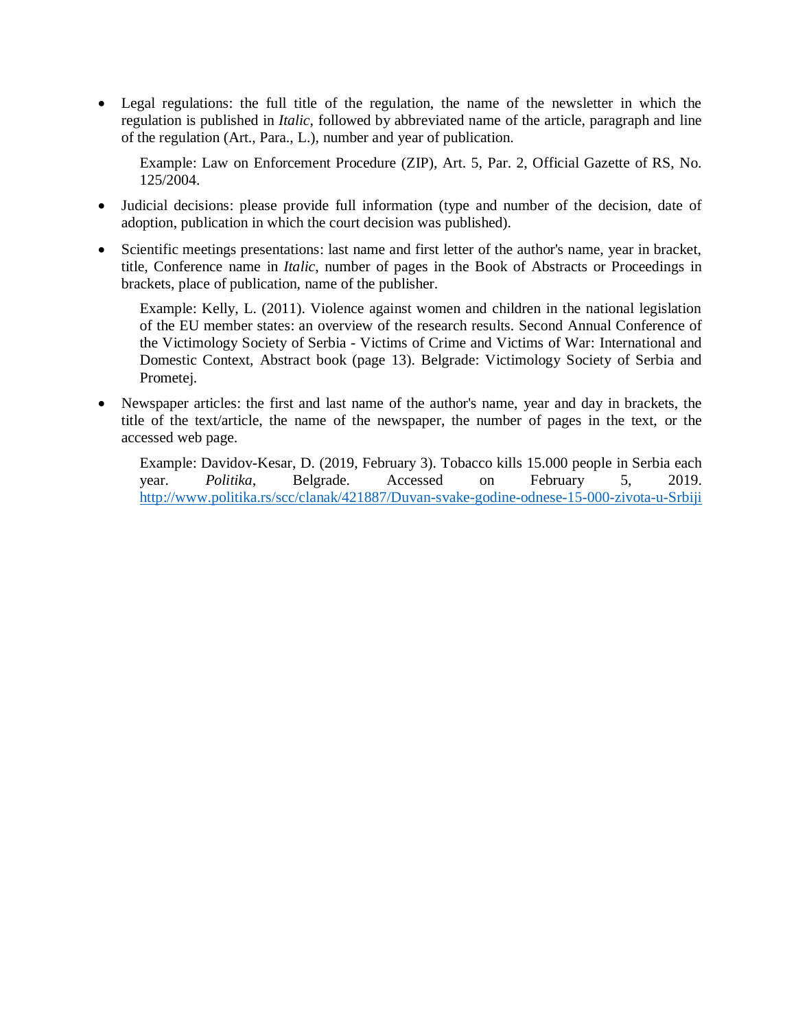- Legal regulations: the full title of the regulation, the name of the newsletter in which the regulation is published in *Italic*, followed by abbreviated name of the article, paragraph and line of the regulation (Art., Para., L.), number and year of publication.

  Example: Law on Enforcement Procedure (ZIP), Art. 5, Par. 2, Official Gazette of RS, No. 125/2004.

- Judicial decisions: please provide full information (type and number of the decision, date of adoption, publication in which the court decision was published).

- Scientific meetings presentations: last name and first letter of the author's name, year in bracket, title, Conference name in *Italic*, number of pages in the Book of Abstracts or Proceedings in brackets, place of publication, name of the publisher.

  Example: Kelly, L. (2011). Violence against women and children in the national legislation of the EU member states: an overview of the research results. Second Annual Conference of the Victimology Society of Serbia - Victims of Crime and Victims of War: International and Domestic Context, Abstract book (page 13). Belgrade: Victimology Society of Serbia and Prometej.

- Newspaper articles: the first and last name of the author's name, year and day in brackets, the title of the text/article, the name of the newspaper, the number of pages in the text, or the accessed web page.

  Example: Davidov-Kesar, D. (2019, February 3). Tobacco kills 15.000 people in Serbia each year. *Politika*, Belgrade. Accessed on February 5, 2019. http://www.politika.rs/scc/clanak/421887/Duvan-svake-godine-odnese-15-000-zivota-u-Srbiji